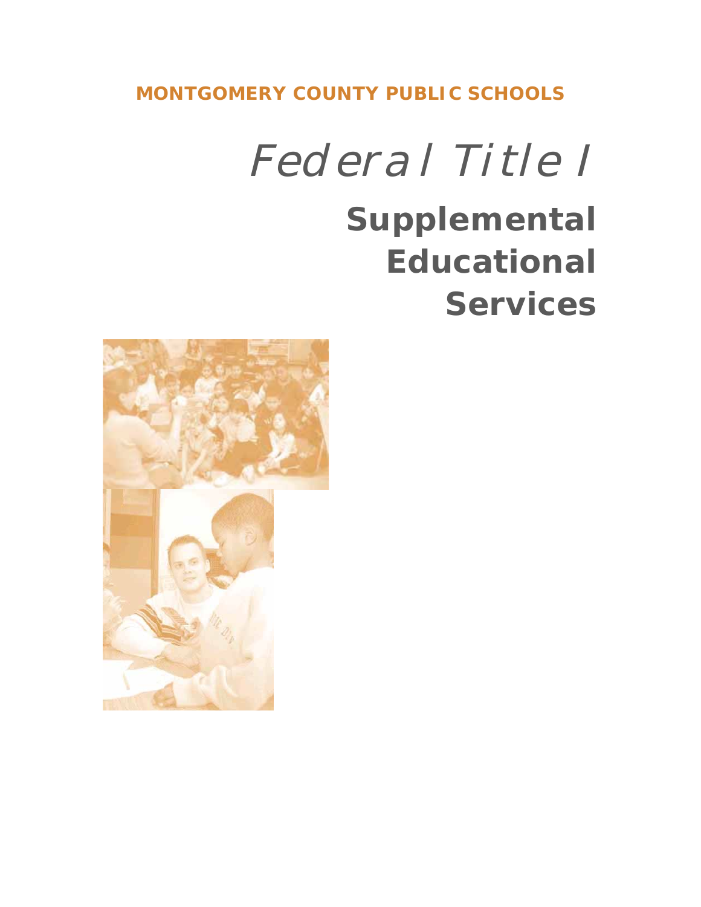**MONTGOMERY COUNTY PUBLIC SCHOOLS**

# *Federal Title I*

## Supplemental Educational Services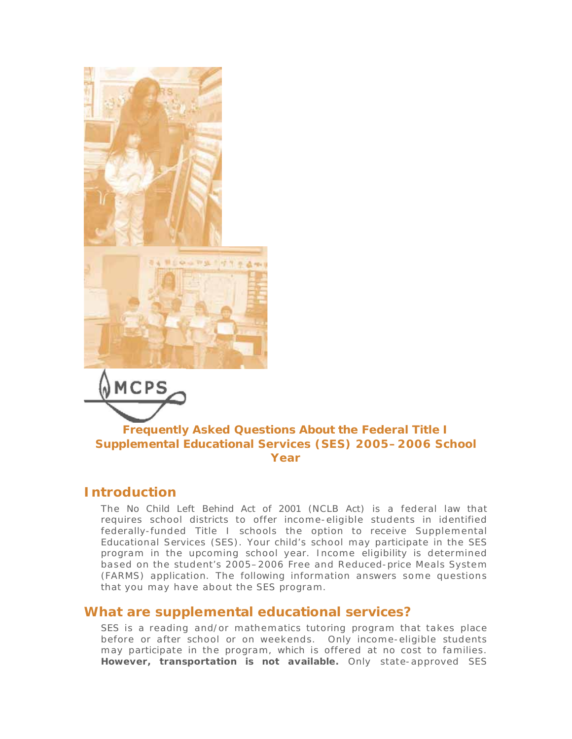MCPS

**Frequently Asked Questions About the Federal Title I Supplemental Educational Services (SES) 2005–2006 School Year**

## Introduction

The No Child Left Behind Act of 2001 (NCLB Act) is a federal law that requires school districts to offer income-eligible students in identified federally-funded Title I schools the option to receive Supplemental Educational Services (SES). Your child's school may participate in the SES program in the upcoming school year. Income eligibility is determined based on the student's 2005–2006 Free and Reduced-price Meals System (FARMS) application. The following information answers some questions that you may have about the SES program.

## What are supplemental educational services?

SES is a reading and/or mathematics tutoring program that takes place before or after school or on weekends. Only income-eligible students may participate in the program, which is offered at no cost to families. **However, transportation is not available.** Only state-approved SES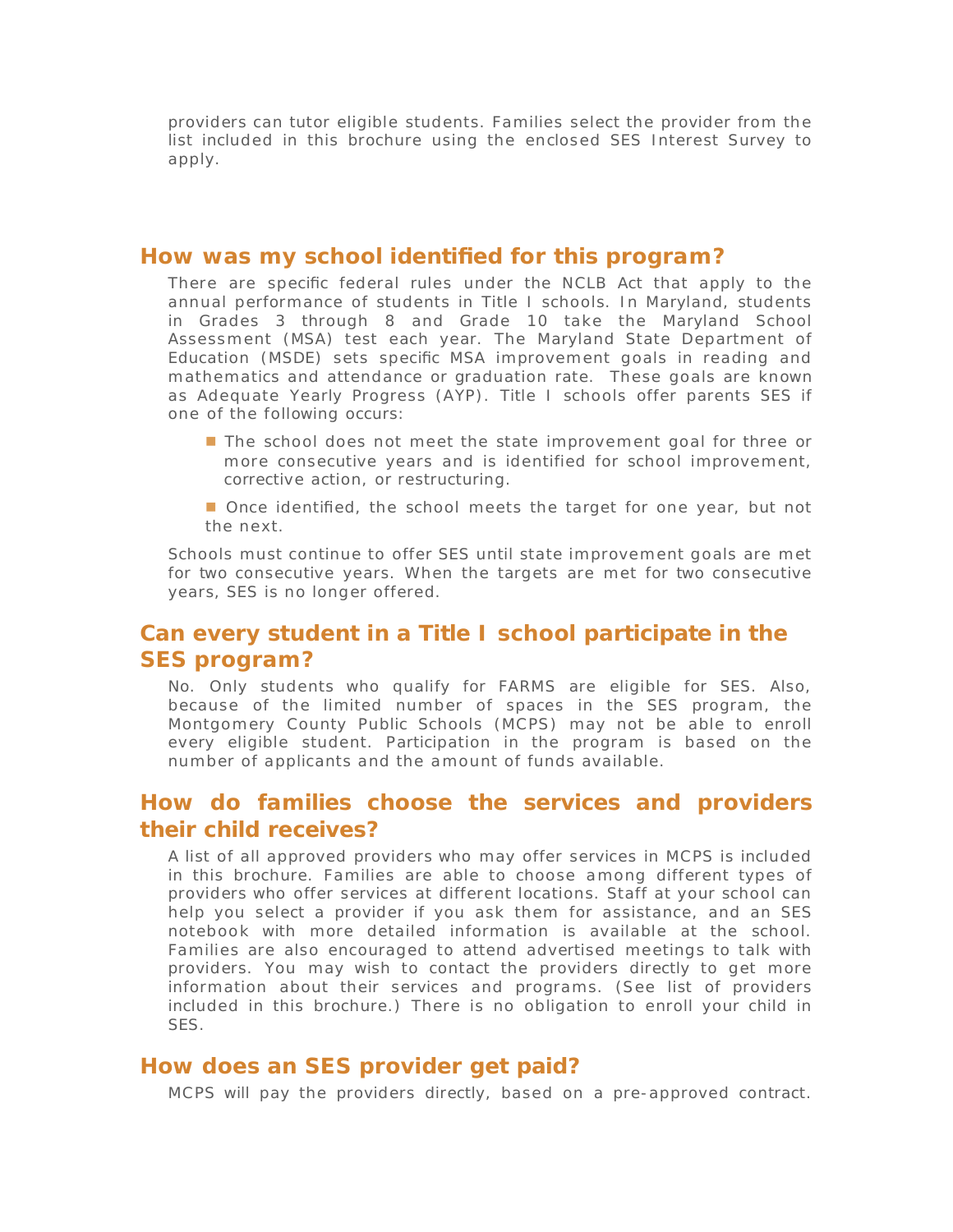providers can tutor eligible students. Families select the provider from the list included in this brochure using the enclosed SES Interest Survey to apply.

## How was my school identified for this program?

There are specific federal rules under the NCLB Act that apply to the annual performance of students in Title I schools. In Maryland, students in Grades 3 through 8 and Grade 10 take the Maryland School Assessment (MSA) test each year. The Maryland State Department of Education (MSDE) sets specific MSA improvement goals in reading and mathematics and attendance or graduation rate. These goals are known as Adequate Yearly Progress (AYP). Title I schools offer parents SES if one of the following occurs:

- The school does not meet the state improvement goal for three or more consecutive years and is identified for school improvement, corrective action, or restructuring.
- Once identified, the school meets the target for one year, but not the next.

Schools must continue to offer SES until state improvement goals are met for two consecutive years. When the targets are met for two consecutive years, SES is no longer offered.

## Can every student in a Title I school participate in the SES program?

No. Only students who qualify for FARMS are eligible for SES. Also, because of the limited number of spaces in the SES program, the Montgomery County Public Schools (MCPS) may not be able to enroll every eligible student. Participation in the program is based on the number of applicants and the amount of funds available.

## How do families choose the services and providers their child receives?

A list of all approved providers who may offer services in MCPS is included in this brochure. Families are able to choose among different types of providers who offer services at different locations. Staff at your school can help you select a provider if you ask them for assistance, and an SES notebook with more detailed information is available at the school. Families are also encouraged to attend advertised meetings to talk with providers. You may wish to contact the providers directly to get more information about their services and programs. (See list of providers included in this brochure.) There is no obligation to enroll your child in SES.

## How does an SES provider get paid?

MCPS will pay the providers directly, based on a pre-approved contract.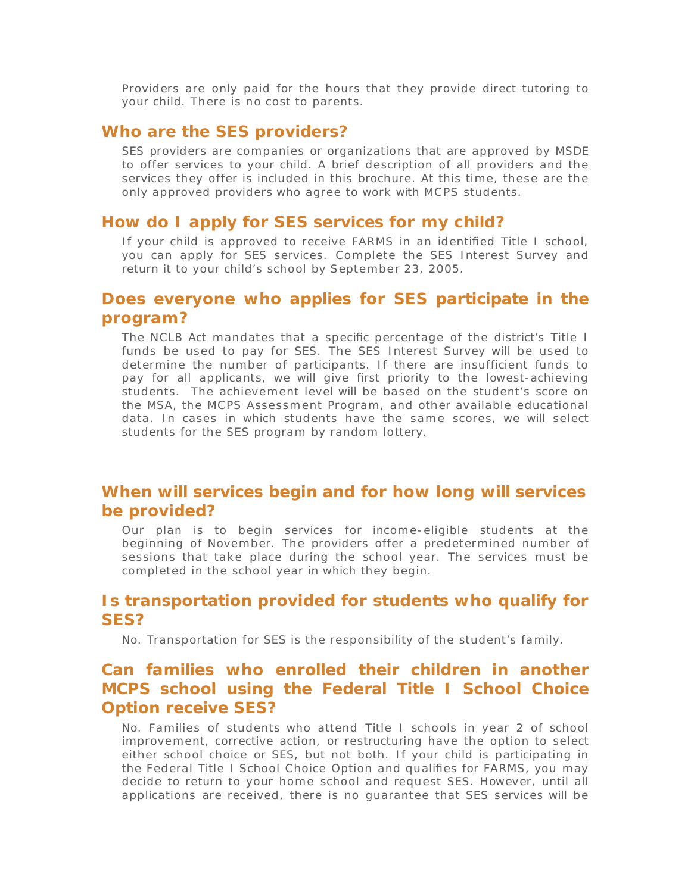Providers are only paid for the hours that they provide direct tutoring to your child. There is no cost to parents.

## Who are the SES providers?

SES providers are companies or organizations that are approved by MSDE to offer services to your child. A brief description of all providers and the services they offer is included in this brochure. At this time, these are the only approved providers who agree to work with MCPS students.

## How do I apply for SES services for my child?

If your child is approved to receive FARMS in an identified Title I school, you can apply for SES services. Complete the SES Interest Survey and return it to your child's school by September 23, 2005.

## Does everyone who applies for SES participate in the program?

The NCLB Act mandates that a specific percentage of the district's Title I funds be used to pay for SES. The SES Interest Survey will be used to determine the number of participants. If there are insufficient funds to pay for all applicants, we will give first priority to the lowest-achieving students. The achievement level will be based on the student's score on the MSA, the MCPS Assessment Program, and other available educational data. In cases in which students have the same scores, we will select students for the SES program by random lottery.

## When will services begin and for how long will services be provided?

Our plan is to begin services for income-eligible students at the beginning of November. The providers offer a predetermined number of sessions that take place during the school year. The services must be completed in the school year in which they begin.

## Is transportation provided for students who qualify for SES?

No. Transportation for SES is the responsibility of the student's family.

## Can families who enrolled their children in another MCPS school using the Federal Title I School Choice Option receive SES?

No. Families of students who attend Title I schools in year 2 of school improvement, corrective action, or restructuring have the option to select either school choice or SES, but not both. If your child is participating in the Federal Title I School Choice Option and qualifies for FARMS, you may decide to return to your home school and request SES. However, until all applications are received, there is no guarantee that SES services will be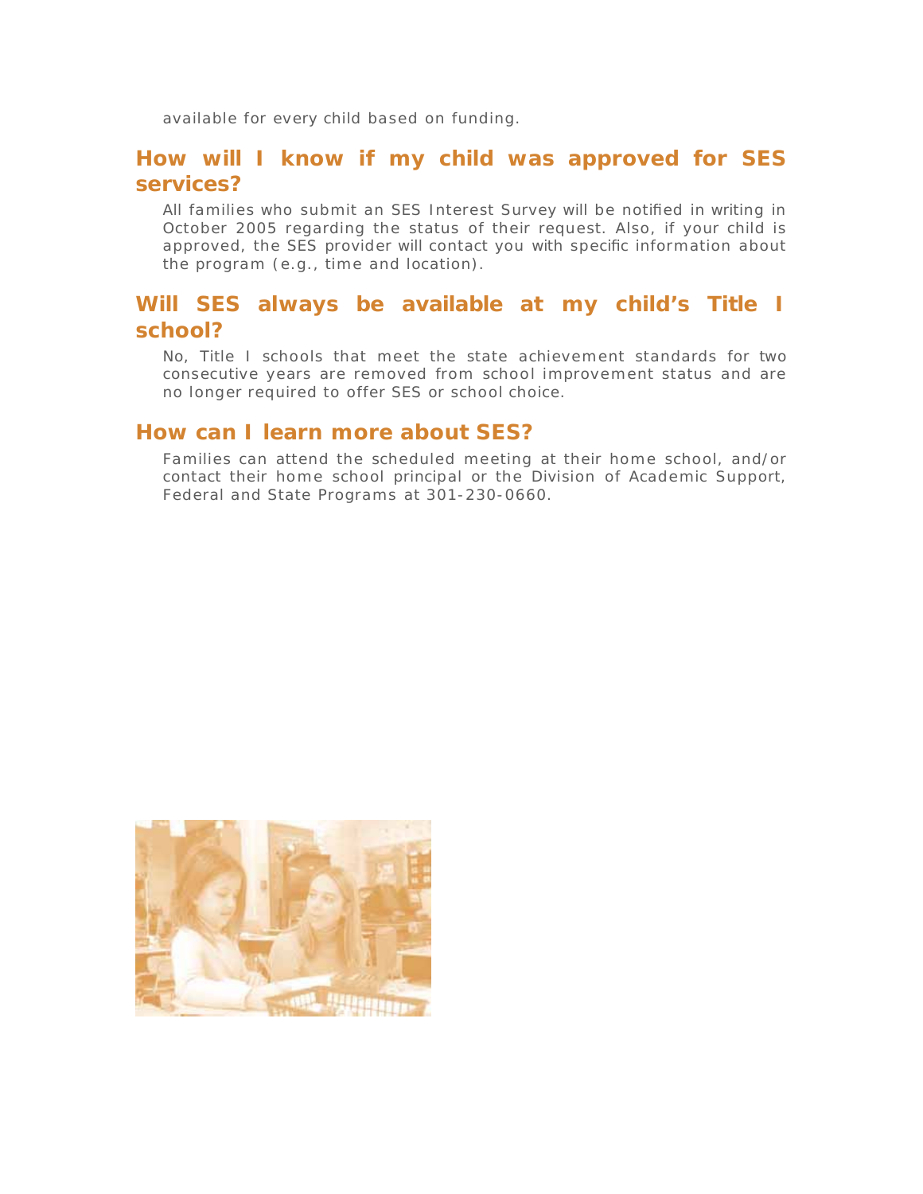available for every child based on funding.

## How will I know if my child was approved for SES services?

All families who submit an SES Interest Survey will be notified in writing in October 2005 regarding the status of their request. Also, if your child is approved, the SES provider will contact you with specific information about the program (e.g., time and location).

## Will SES always be available at my child's Title I school?

No, Title I schools that meet the state achievement standards for two consecutive years are removed from school improvement status and are no longer required to offer SES or school choice.

## How can I learn more about SES?

Families can attend the scheduled meeting at their home school, and/or contact their home school principal or the Division of Academic Support, Federal and State Programs at 301-230-0660.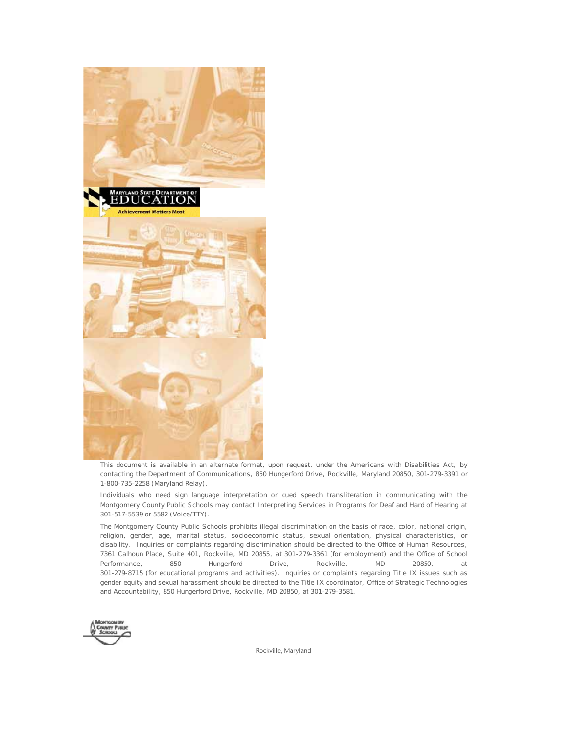This document is available in an alternate format, upon request, under the Americans with Disabilities Act, by contacting the Department of Communications, 850 Hungerford Drive, Rockville, Maryland 20850, 301-279-3391 or 1-800-735-2258 (Maryland Relay).

Individuals who need sign language interpretation or cued speech transliteration in communicating with the Montgomery County Public Schools may contact Interpreting Services in Programs for Deaf and Hard of Hearing at 301-517-5539 or 5582 (Voice/TTY).

The Montgomery County Public Schools prohibits illegal discrimination on the basis of race, color, national origin, religion, gender, age, marital status, socioeconomic status, sexual orientation, physical characteristics, or disability. Inquiries or complaints regarding discrimination should be directed to the Office of Human Resources, 7361 Calhoun Place, Suite 401, Rockville, MD 20855, at 301-279-3361 (for employment) and the Office of School Performance, 850 Hungerford Drive, Rockville, MD 20850, at 301-279-8715 (for educational programs and activities). Inquiries or complaints regarding Title IX issues such as gender equity and sexual harassment should be directed to the Title IX coordinator, Office of Strategic Technologies and Accountability, 850 Hungerford Drive, Rockville, MD 20850, at 301-279-3581.

Rockville, Maryland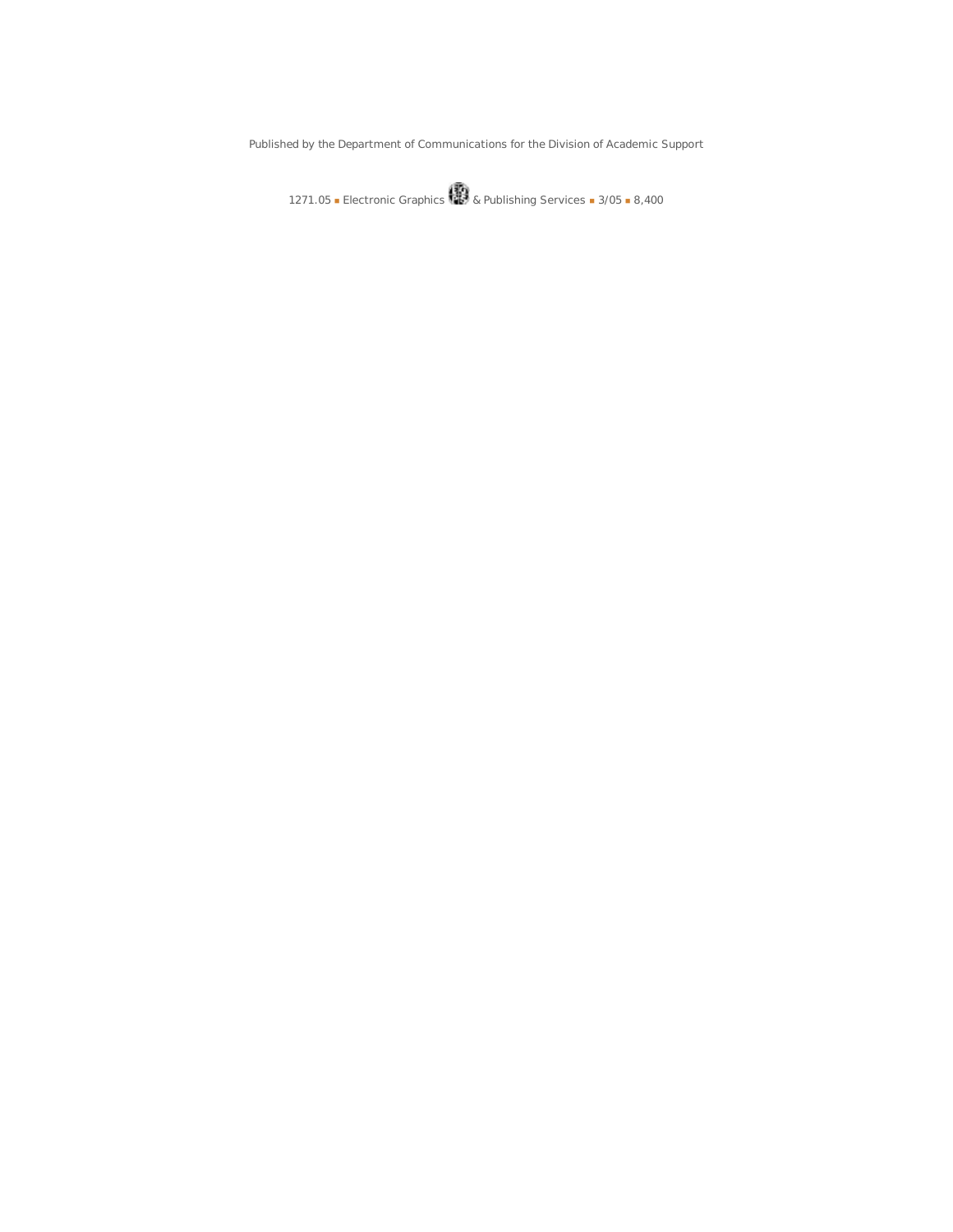Published by the Department of Communications for the Division of Academic Support

1271.05 ■ Electronic Graphics & Publishing Services ■ 3/05 ■ 8,400